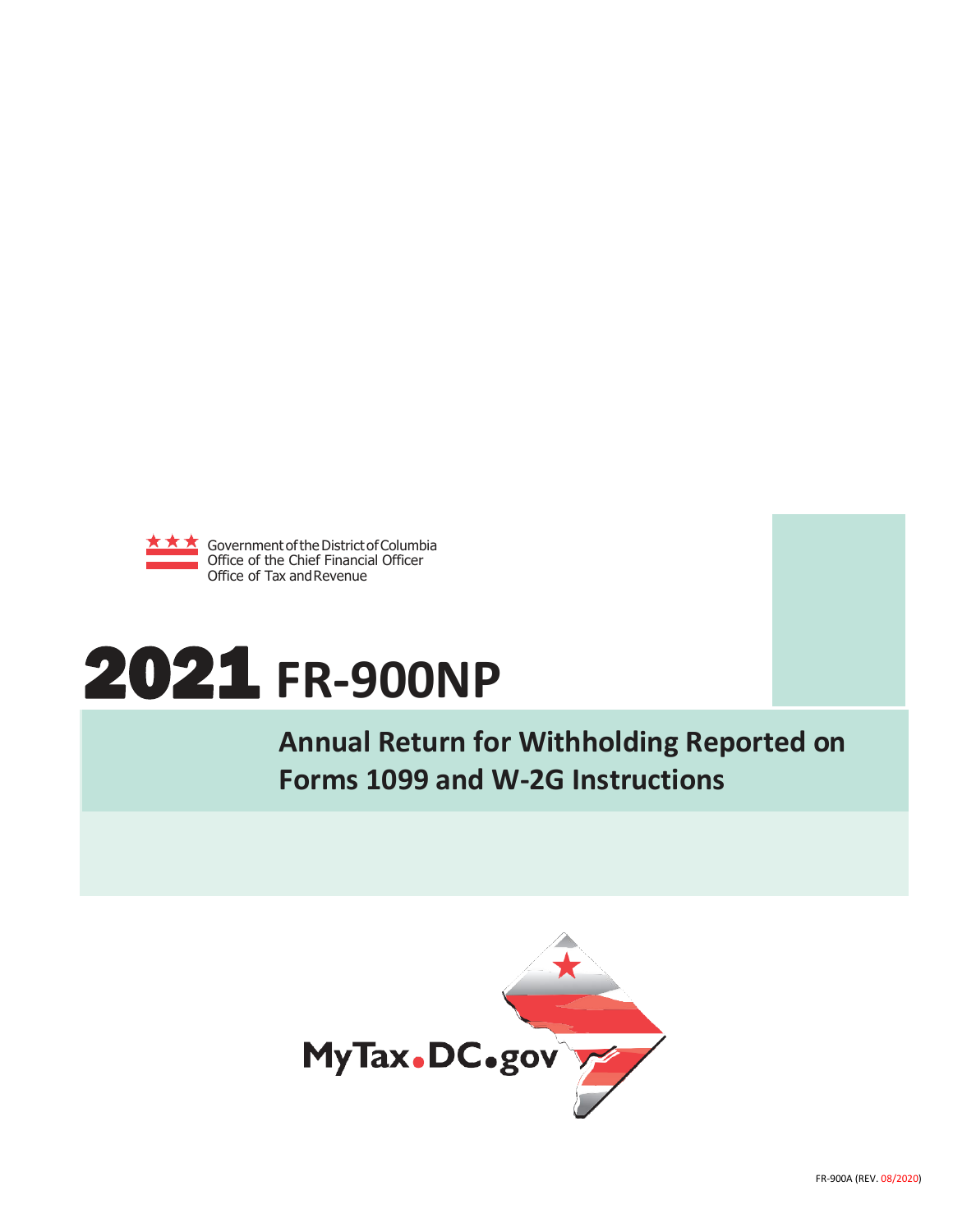Government of the District of Columbia
Office of the Chief Financial Officer
Office of Tax and Revenue

# 2021 FR-900NP

## Annual Return for Withholding Reported on Forms 1099 and W-2G Instructions

MyTax.DC.gov

FR-900A (REV. 08/2020)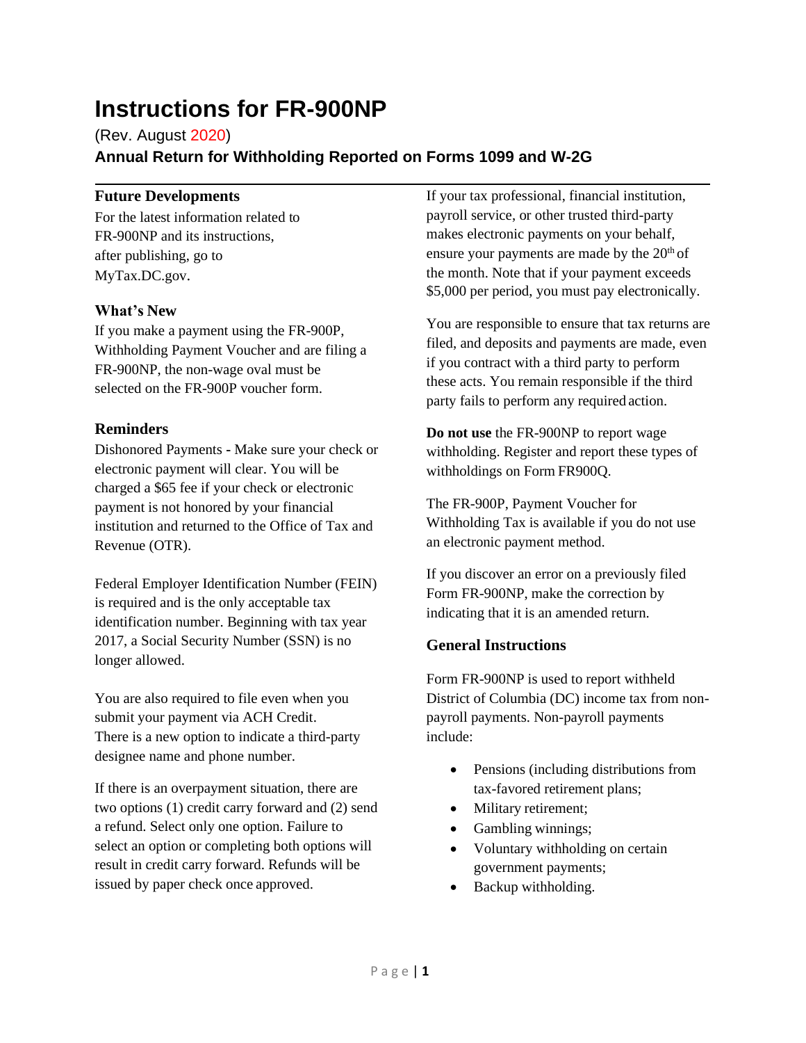# Instructions for FR-900NP

(Rev. August 2020)

**Annual Return for Withholding Reported on Forms 1099 and W-2G**

### Future Developments

For the latest information related to FR-900NP and its instructions, after publishing, go to MyTax.DC.gov.

### What's New

If you make a payment using the FR-900P, Withholding Payment Voucher and are filing a FR-900NP, the non-wage oval must be selected on the FR-900P voucher form.

### Reminders

Dishonored Payments **-** Make sure your check or electronic payment will clear. You will be charged a $65 fee if your check or electronic payment is not honored by your financial institution and returned to the Office of Tax and Revenue (OTR).

Federal Employer Identification Number (FEIN) is required and is the only acceptable tax identification number. Beginning with tax year 2017, a Social Security Number (SSN) is no longer allowed.

You are also required to file even when you submit your payment via ACH Credit. There is a new option to indicate a third-party designee name and phone number.

If there is an overpayment situation, there are two options (1) credit carry forward and (2) send a refund. Select only one option. Failure to select an option or completing both options will result in credit carry forward. Refunds will be issued by paper check once approved.

If your tax professional, financial institution, payroll service, or other trusted third-party makes electronic payments on your behalf, ensure your payments are made by the 20th of the month. Note that if your payment exceeds $5,000 per period, you must pay electronically.

You are responsible to ensure that tax returns are filed, and deposits and payments are made, even if you contract with a third party to perform these acts. You remain responsible if the third party fails to perform any required action.

**Do not use** the FR-900NP to report wage withholding. Register and report these types of withholdings on Form FR900Q.

The FR-900P, Payment Voucher for Withholding Tax is available if you do not use an electronic payment method.

If you discover an error on a previously filed Form FR-900NP, make the correction by indicating that it is an amended return.

### General Instructions

Form FR-900NP is used to report withheld District of Columbia (DC) income tax from non-payroll payments. Non-payroll payments include:

- Pensions (including distributions from tax-favored retirement plans;
- Military retirement;
- Gambling winnings;
- Voluntary withholding on certain government payments;
- Backup withholding.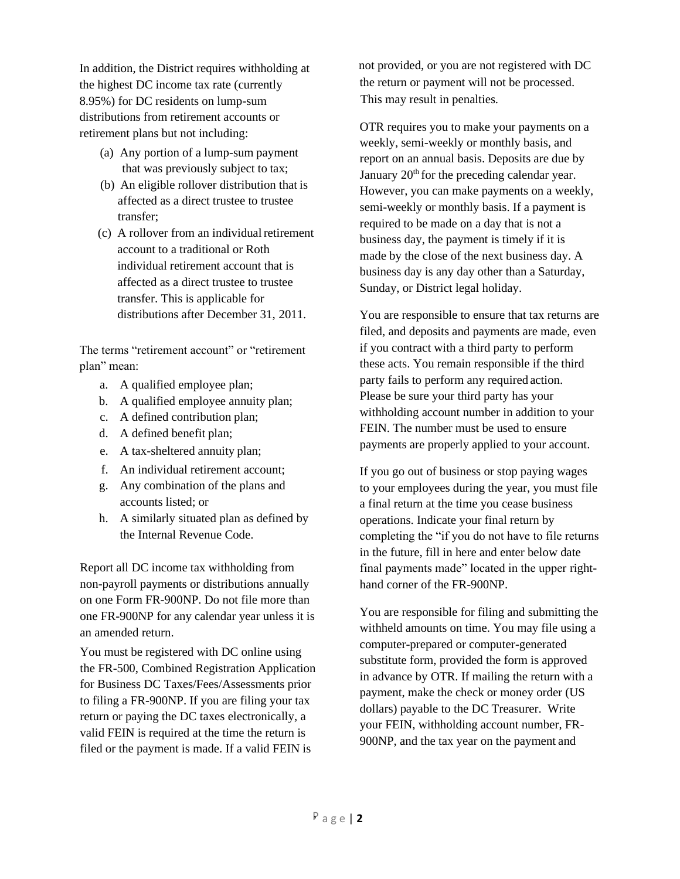In addition, the District requires withholding at the highest DC income tax rate (currently 8.95%) for DC residents on lump-sum distributions from retirement accounts or retirement plans but not including:

(a) Any portion of a lump-sum payment that was previously subject to tax;

(b) An eligible rollover distribution that is affected as a direct trustee to trustee transfer;

(c) A rollover from an individual retirement account to a traditional or Roth individual retirement account that is affected as a direct trustee to trustee transfer. This is applicable for distributions after December 31, 2011.

The terms "retirement account" or "retirement plan" mean:

a. A qualified employee plan;
b. A qualified employee annuity plan;
c. A defined contribution plan;
d. A defined benefit plan;
e. A tax-sheltered annuity plan;
f. An individual retirement account;
g. Any combination of the plans and accounts listed; or
h. A similarly situated plan as defined by the Internal Revenue Code.

Report all DC income tax withholding from non-payroll payments or distributions annually on one Form FR-900NP. Do not file more than one FR-900NP for any calendar year unless it is an amended return.

You must be registered with DC online using the FR-500, Combined Registration Application for Business DC Taxes/Fees/Assessments prior to filing a FR-900NP. If you are filing your tax return or paying the DC taxes electronically, a valid FEIN is required at the time the return is filed or the payment is made. If a valid FEIN is not provided, or you are not registered with DC the return or payment will not be processed. This may result in penalties.

OTR requires you to make your payments on a weekly, semi-weekly or monthly basis, and report on an annual basis. Deposits are due by January 20th for the preceding calendar year. However, you can make payments on a weekly, semi-weekly or monthly basis. If a payment is required to be made on a day that is not a business day, the payment is timely if it is made by the close of the next business day. A business day is any day other than a Saturday, Sunday, or District legal holiday.

You are responsible to ensure that tax returns are filed, and deposits and payments are made, even if you contract with a third party to perform these acts. You remain responsible if the third party fails to perform any required action. Please be sure your third party has your withholding account number in addition to your FEIN. The number must be used to ensure payments are properly applied to your account.

If you go out of business or stop paying wages to your employees during the year, you must file a final return at the time you cease business operations. Indicate your final return by completing the "if you do not have to file returns in the future, fill in here and enter below date final payments made" located in the upper right-hand corner of the FR-900NP.

You are responsible for filing and submitting the withheld amounts on time. You may file using a computer-prepared or computer-generated substitute form, provided the form is approved in advance by OTR. If mailing the return with a payment, make the check or money order (US dollars) payable to the DC Treasurer. Write your FEIN, withholding account number, FR-900NP, and the tax year on the payment and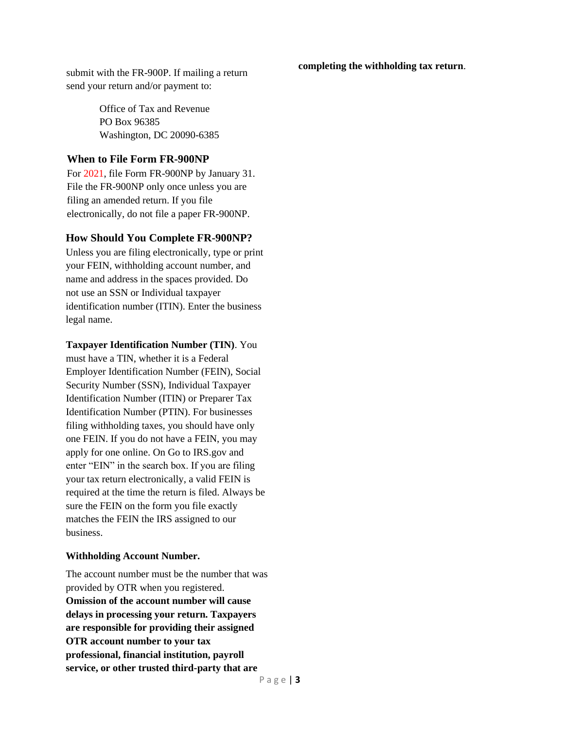submit with the FR-900P. If mailing a return send your return and/or payment to:

Office of Tax and Revenue
PO Box 96385
Washington, DC 20090-6385

### When to File Form FR-900NP

For 2021, file Form FR-900NP by January 31. File the FR-900NP only once unless you are filing an amended return. If you file electronically, do not file a paper FR-900NP.

### How Should You Complete FR-900NP?

Unless you are filing electronically, type or print your FEIN, withholding account number, and name and address in the spaces provided. Do not use an SSN or Individual taxpayer identification number (ITIN). Enter the business legal name.

**Taxpayer Identification Number (TIN)**. You must have a TIN, whether it is a Federal Employer Identification Number (FEIN), Social Security Number (SSN), Individual Taxpayer Identification Number (ITIN) or Preparer Tax Identification Number (PTIN). For businesses filing withholding taxes, you should have only one FEIN. If you do not have a FEIN, you may apply for one online. On Go to IRS.gov and enter "EIN" in the search box. If you are filing your tax return electronically, a valid FEIN is required at the time the return is filed. Always be sure the FEIN on the form you file exactly matches the FEIN the IRS assigned to our business.

**Withholding Account Number.**

The account number must be the number that was provided by OTR when you registered. **Omission of the account number will cause delays in processing your return. Taxpayers are responsible for providing their assigned OTR account number to your tax professional, financial institution, payroll service, or other trusted third-party that are completing the withholding tax return**.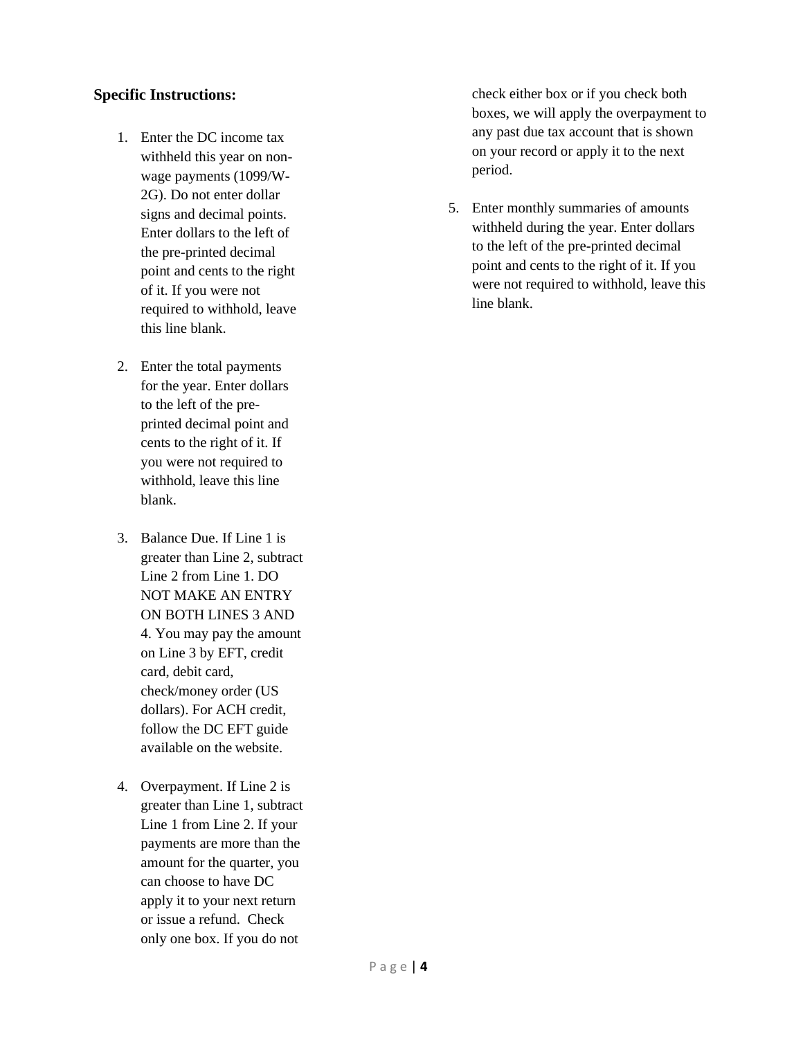**Specific Instructions:**

1. Enter the DC income tax withheld this year on non-wage payments (1099/W-2G). Do not enter dollar signs and decimal points. Enter dollars to the left of the pre-printed decimal point and cents to the right of it. If you were not required to withhold, leave this line blank.

2. Enter the total payments for the year. Enter dollars to the left of the pre-printed decimal point and cents to the right of it. If you were not required to withhold, leave this line blank.

3. Balance Due. If Line 1 is greater than Line 2, subtract Line 2 from Line 1. DO NOT MAKE AN ENTRY ON BOTH LINES 3 AND 4. You may pay the amount on Line 3 by EFT, credit card, debit card, check/money order (US dollars). For ACH credit, follow the DC EFT guide available on the website.

4. Overpayment. If Line 2 is greater than Line 1, subtract Line 1 from Line 2. If your payments are more than the amount for the quarter, you can choose to have DC apply it to your next return or issue a refund. Check only one box. If you do not check either box or if you check both boxes, we will apply the overpayment to any past due tax account that is shown on your record or apply it to the next period.

5. Enter monthly summaries of amounts withheld during the year. Enter dollars to the left of the pre-printed decimal point and cents to the right of it. If you were not required to withhold, leave this line blank.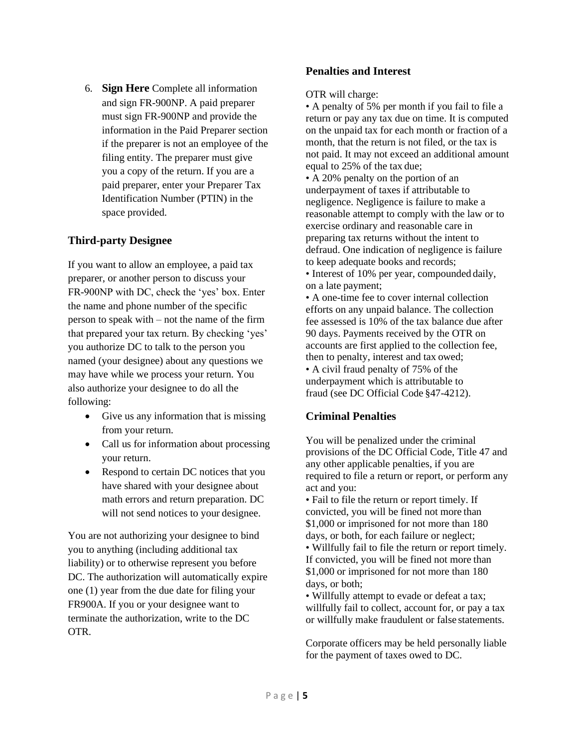6. **Sign Here** Complete all information and sign FR-900NP. A paid preparer must sign FR-900NP and provide the information in the Paid Preparer section if the preparer is not an employee of the filing entity. The preparer must give you a copy of the return. If you are a paid preparer, enter your Preparer Tax Identification Number (PTIN) in the space provided.

### Third-party Designee

If you want to allow an employee, a paid tax preparer, or another person to discuss your FR-900NP with DC, check the 'yes' box. Enter the name and phone number of the specific person to speak with – not the name of the firm that prepared your tax return. By checking 'yes' you authorize DC to talk to the person you named (your designee) about any questions we may have while we process your return. You also authorize your designee to do all the following:

- Give us any information that is missing from your return.
- Call us for information about processing your return.
- Respond to certain DC notices that you have shared with your designee about math errors and return preparation. DC will not send notices to your designee.

You are not authorizing your designee to bind you to anything (including additional tax liability) or to otherwise represent you before DC. The authorization will automatically expire one (1) year from the due date for filing your FR900A. If you or your designee want to terminate the authorization, write to the DC OTR.

### Penalties and Interest

OTR will charge:

- A penalty of 5% per month if you fail to file a return or pay any tax due on time. It is computed on the unpaid tax for each month or fraction of a month, that the return is not filed, or the tax is not paid. It may not exceed an additional amount equal to 25% of the tax due;
- A 20% penalty on the portion of an underpayment of taxes if attributable to negligence. Negligence is failure to make a reasonable attempt to comply with the law or to exercise ordinary and reasonable care in preparing tax returns without the intent to defraud. One indication of negligence is failure to keep adequate books and records;
- Interest of 10% per year, compounded daily, on a late payment;
- A one-time fee to cover internal collection efforts on any unpaid balance. The collection fee assessed is 10% of the tax balance due after 90 days. Payments received by the OTR on accounts are first applied to the collection fee, then to penalty, interest and tax owed;
- A civil fraud penalty of 75% of the underpayment which is attributable to fraud (see DC Official Code §47-4212).

### Criminal Penalties

You will be penalized under the criminal provisions of the DC Official Code, Title 47 and any other applicable penalties, if you are required to file a return or report, or perform any act and you:

- Fail to file the return or report timely. If convicted, you will be fined not more than $1,000 or imprisoned for not more than 180 days, or both, for each failure or neglect;
- Willfully fail to file the return or report timely. If convicted, you will be fined not more than $1,000 or imprisoned for not more than 180 days, or both;
- Willfully attempt to evade or defeat a tax; willfully fail to collect, account for, or pay a tax or willfully make fraudulent or false statements.

Corporate officers may be held personally liable for the payment of taxes owed to DC.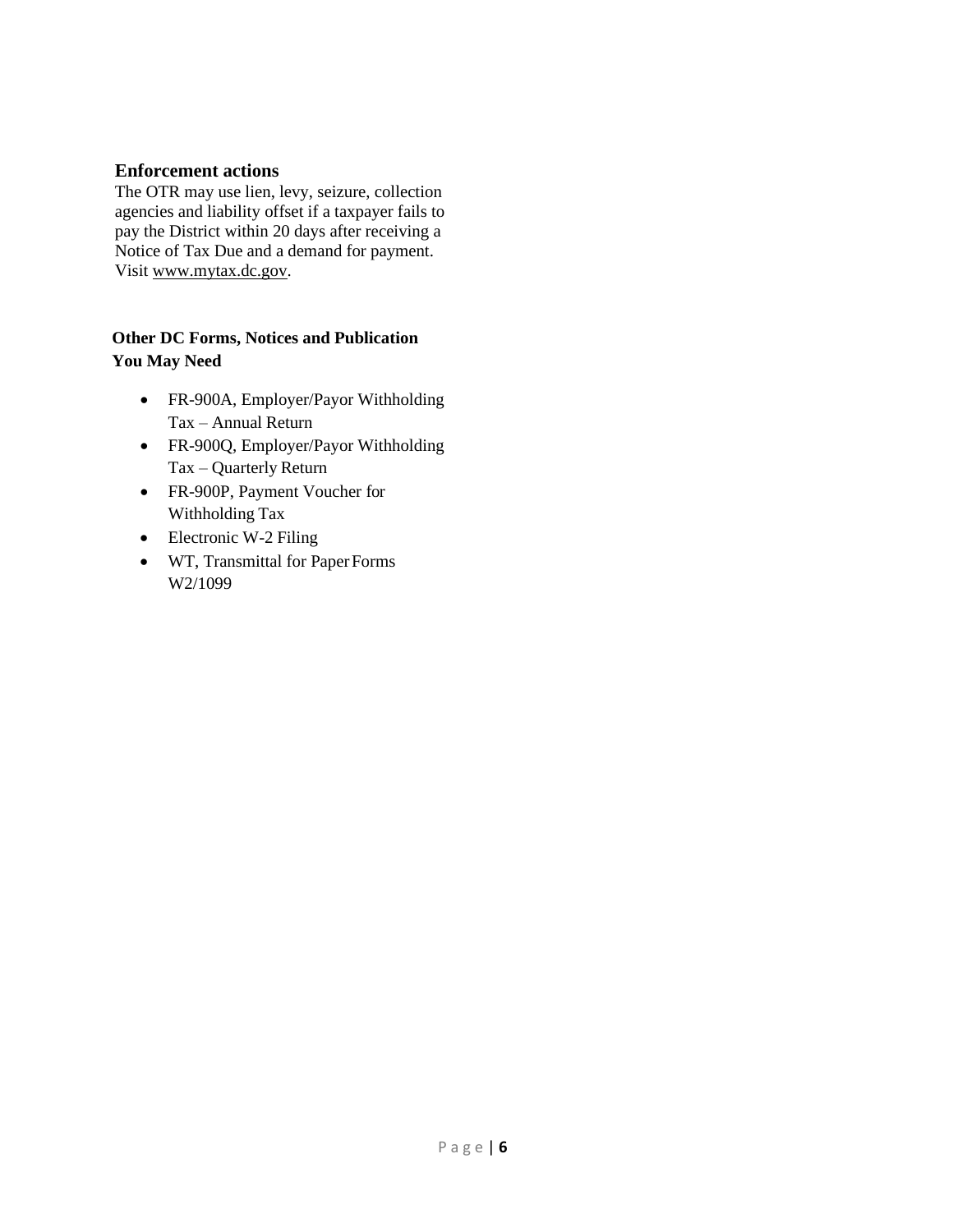## Enforcement actions

The OTR may use lien, levy, seizure, collection agencies and liability offset if a taxpayer fails to pay the District within 20 days after receiving a Notice of Tax Due and a demand for payment. Visit www.mytax.dc.gov.

## Other DC Forms, Notices and Publication You May Need

- FR-900A, Employer/Payor Withholding Tax – Annual Return
- FR-900Q, Employer/Payor Withholding Tax – Quarterly Return
- FR-900P, Payment Voucher for Withholding Tax
- Electronic W-2 Filing
- WT, Transmittal for Paper Forms W2/1099